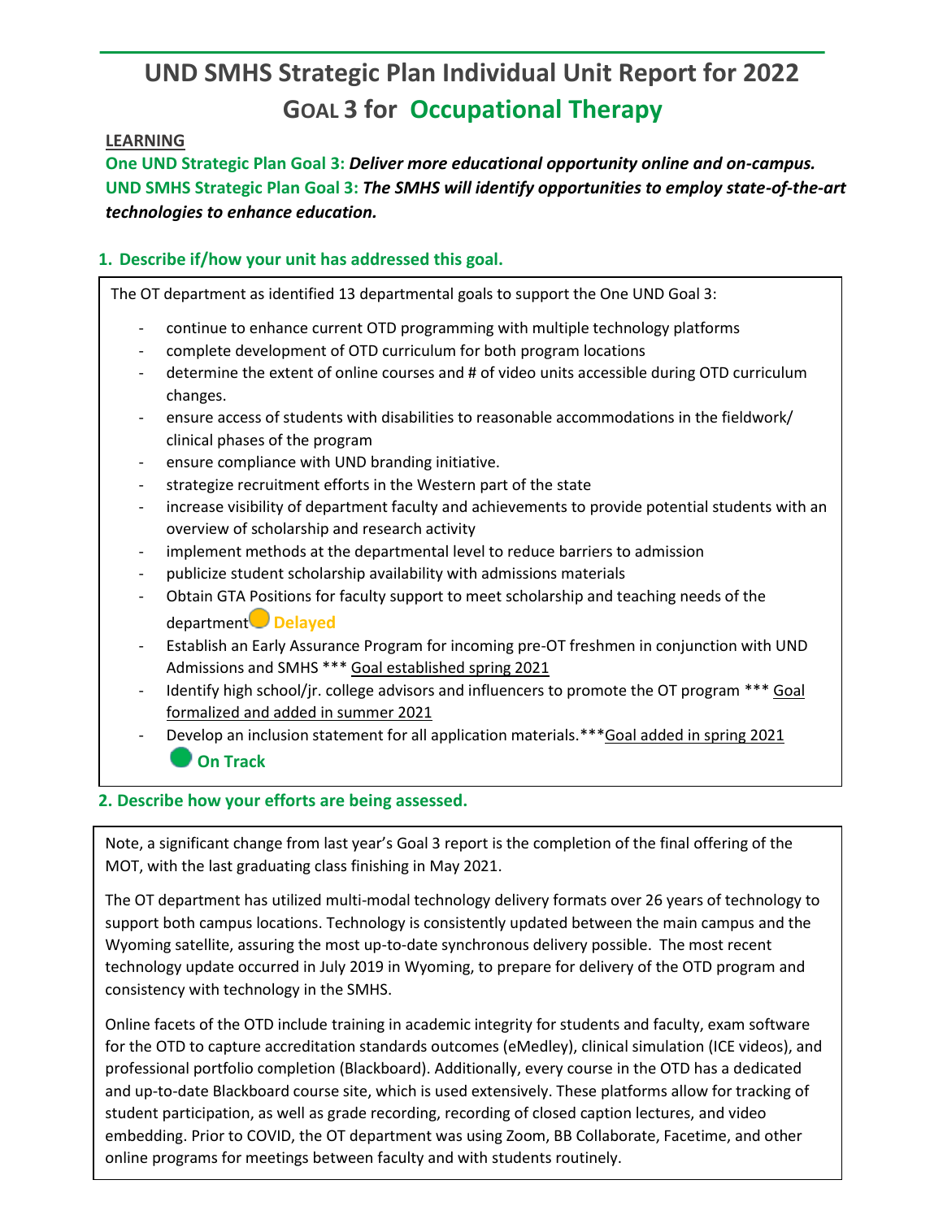# UND SMHS Strategic Plan Individual Unit Report for 2022

## GOAL 3 for Occupational Therapy

**LEARNING**

**One UND Strategic Plan Goal 3:** ***Deliver more educational opportunity online and on-campus.***
**UND SMHS Strategic Plan Goal 3:** ***The SMHS will identify opportunities to employ state-of-the-art technologies to enhance education.***

### 1. Describe if/how your unit has addressed this goal.

The OT department as identified 13 departmental goals to support the One UND Goal 3:

- continue to enhance current OTD programming with multiple technology platforms
- complete development of OTD curriculum for both program locations
- determine the extent of online courses and # of video units accessible during OTD curriculum changes.
- ensure access of students with disabilities to reasonable accommodations in the fieldwork/ clinical phases of the program
- ensure compliance with UND branding initiative.
- strategize recruitment efforts in the Western part of the state
- increase visibility of department faculty and achievements to provide potential students with an overview of scholarship and research activity
- implement methods at the departmental level to reduce barriers to admission
- publicize student scholarship availability with admissions materials
- Obtain GTA Positions for faculty support to meet scholarship and teaching needs of the department **Delayed**
- Establish an Early Assurance Program for incoming pre-OT freshmen in conjunction with UND Admissions and SMHS *** Goal established spring 2021
- Identify high school/jr. college advisors and influencers to promote the OT program *** Goal formalized and added in summer 2021
- Develop an inclusion statement for all application materials.***Goal added in spring 2021

**On Track**

### 2. Describe how your efforts are being assessed.

Note, a significant change from last year's Goal 3 report is the completion of the final offering of the MOT, with the last graduating class finishing in May 2021.

The OT department has utilized multi-modal technology delivery formats over 26 years of technology to support both campus locations. Technology is consistently updated between the main campus and the Wyoming satellite, assuring the most up-to-date synchronous delivery possible. The most recent technology update occurred in July 2019 in Wyoming, to prepare for delivery of the OTD program and consistency with technology in the SMHS.

Online facets of the OTD include training in academic integrity for students and faculty, exam software for the OTD to capture accreditation standards outcomes (eMedley), clinical simulation (ICE videos), and professional portfolio completion (Blackboard). Additionally, every course in the OTD has a dedicated and up-to-date Blackboard course site, which is used extensively. These platforms allow for tracking of student participation, as well as grade recording, recording of closed caption lectures, and video embedding. Prior to COVID, the OT department was using Zoom, BB Collaborate, Facetime, and other online programs for meetings between faculty and with students routinely.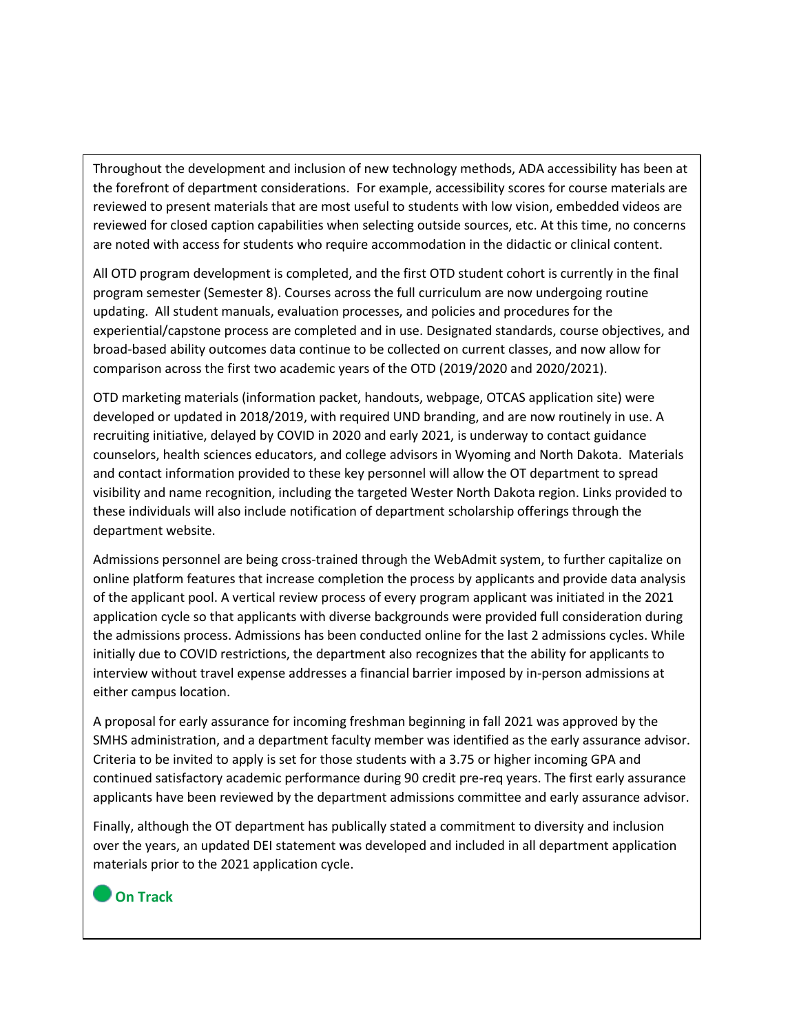Throughout the development and inclusion of new technology methods, ADA accessibility has been at the forefront of department considerations. For example, accessibility scores for course materials are reviewed to present materials that are most useful to students with low vision, embedded videos are reviewed for closed caption capabilities when selecting outside sources, etc. At this time, no concerns are noted with access for students who require accommodation in the didactic or clinical content.

All OTD program development is completed, and the first OTD student cohort is currently in the final program semester (Semester 8). Courses across the full curriculum are now undergoing routine updating. All student manuals, evaluation processes, and policies and procedures for the experiential/capstone process are completed and in use. Designated standards, course objectives, and broad-based ability outcomes data continue to be collected on current classes, and now allow for comparison across the first two academic years of the OTD (2019/2020 and 2020/2021).

OTD marketing materials (information packet, handouts, webpage, OTCAS application site) were developed or updated in 2018/2019, with required UND branding, and are now routinely in use. A recruiting initiative, delayed by COVID in 2020 and early 2021, is underway to contact guidance counselors, health sciences educators, and college advisors in Wyoming and North Dakota. Materials and contact information provided to these key personnel will allow the OT department to spread visibility and name recognition, including the targeted Wester North Dakota region. Links provided to these individuals will also include notification of department scholarship offerings through the department website.

Admissions personnel are being cross-trained through the WebAdmit system, to further capitalize on online platform features that increase completion the process by applicants and provide data analysis of the applicant pool. A vertical review process of every program applicant was initiated in the 2021 application cycle so that applicants with diverse backgrounds were provided full consideration during the admissions process. Admissions has been conducted online for the last 2 admissions cycles. While initially due to COVID restrictions, the department also recognizes that the ability for applicants to interview without travel expense addresses a financial barrier imposed by in-person admissions at either campus location.

A proposal for early assurance for incoming freshman beginning in fall 2021 was approved by the SMHS administration, and a department faculty member was identified as the early assurance advisor. Criteria to be invited to apply is set for those students with a 3.75 or higher incoming GPA and continued satisfactory academic performance during 90 credit pre-req years. The first early assurance applicants have been reviewed by the department admissions committee and early assurance advisor.

Finally, although the OT department has publically stated a commitment to diversity and inclusion over the years, an updated DEI statement was developed and included in all department application materials prior to the 2021 application cycle.

**On Track**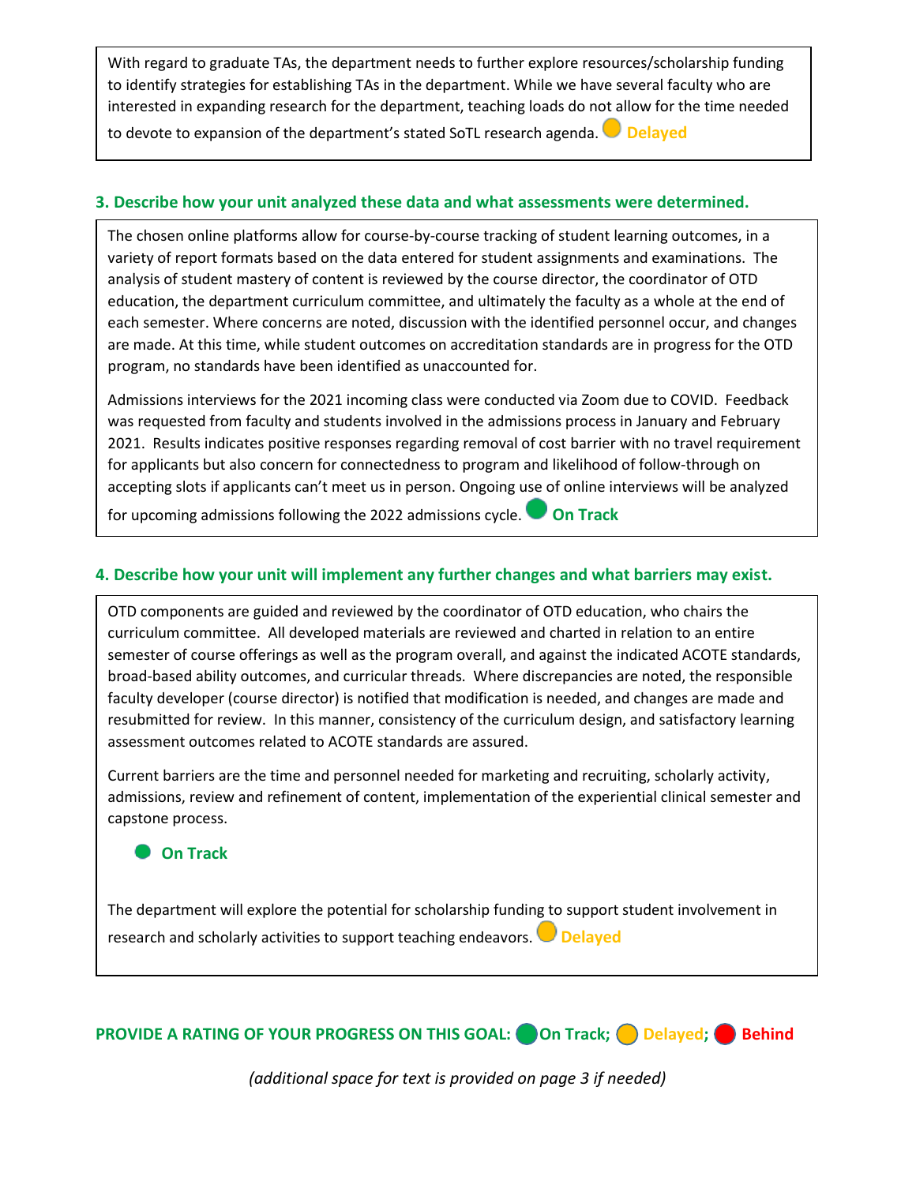With regard to graduate TAs, the department needs to further explore resources/scholarship funding to identify strategies for establishing TAs in the department. While we have several faculty who are interested in expanding research for the department, teaching loads do not allow for the time needed to devote to expansion of the department's stated SoTL research agenda. **Delayed**

### 3. Describe how your unit analyzed these data and what assessments were determined.

The chosen online platforms allow for course-by-course tracking of student learning outcomes, in a variety of report formats based on the data entered for student assignments and examinations. The analysis of student mastery of content is reviewed by the course director, the coordinator of OTD education, the department curriculum committee, and ultimately the faculty as a whole at the end of each semester. Where concerns are noted, discussion with the identified personnel occur, and changes are made. At this time, while student outcomes on accreditation standards are in progress for the OTD program, no standards have been identified as unaccounted for.

Admissions interviews for the 2021 incoming class were conducted via Zoom due to COVID. Feedback was requested from faculty and students involved in the admissions process in January and February 2021. Results indicates positive responses regarding removal of cost barrier with no travel requirement for applicants but also concern for connectedness to program and likelihood of follow-through on accepting slots if applicants can't meet us in person. Ongoing use of online interviews will be analyzed for upcoming admissions following the 2022 admissions cycle. **On Track**

### 4. Describe how your unit will implement any further changes and what barriers may exist.

OTD components are guided and reviewed by the coordinator of OTD education, who chairs the curriculum committee. All developed materials are reviewed and charted in relation to an entire semester of course offerings as well as the program overall, and against the indicated ACOTE standards, broad-based ability outcomes, and curricular threads. Where discrepancies are noted, the responsible faculty developer (course director) is notified that modification is needed, and changes are made and resubmitted for review. In this manner, consistency of the curriculum design, and satisfactory learning assessment outcomes related to ACOTE standards are assured.

Current barriers are the time and personnel needed for marketing and recruiting, scholarly activity, admissions, review and refinement of content, implementation of the experiential clinical semester and capstone process.

**On Track**

The department will explore the potential for scholarship funding to support student involvement in research and scholarly activities to support teaching endeavors. **Delayed**

**PROVIDE A RATING OF YOUR PROGRESS ON THIS GOAL: On Track; Delayed; Behind**

*(additional space for text is provided on page 3 if needed)*